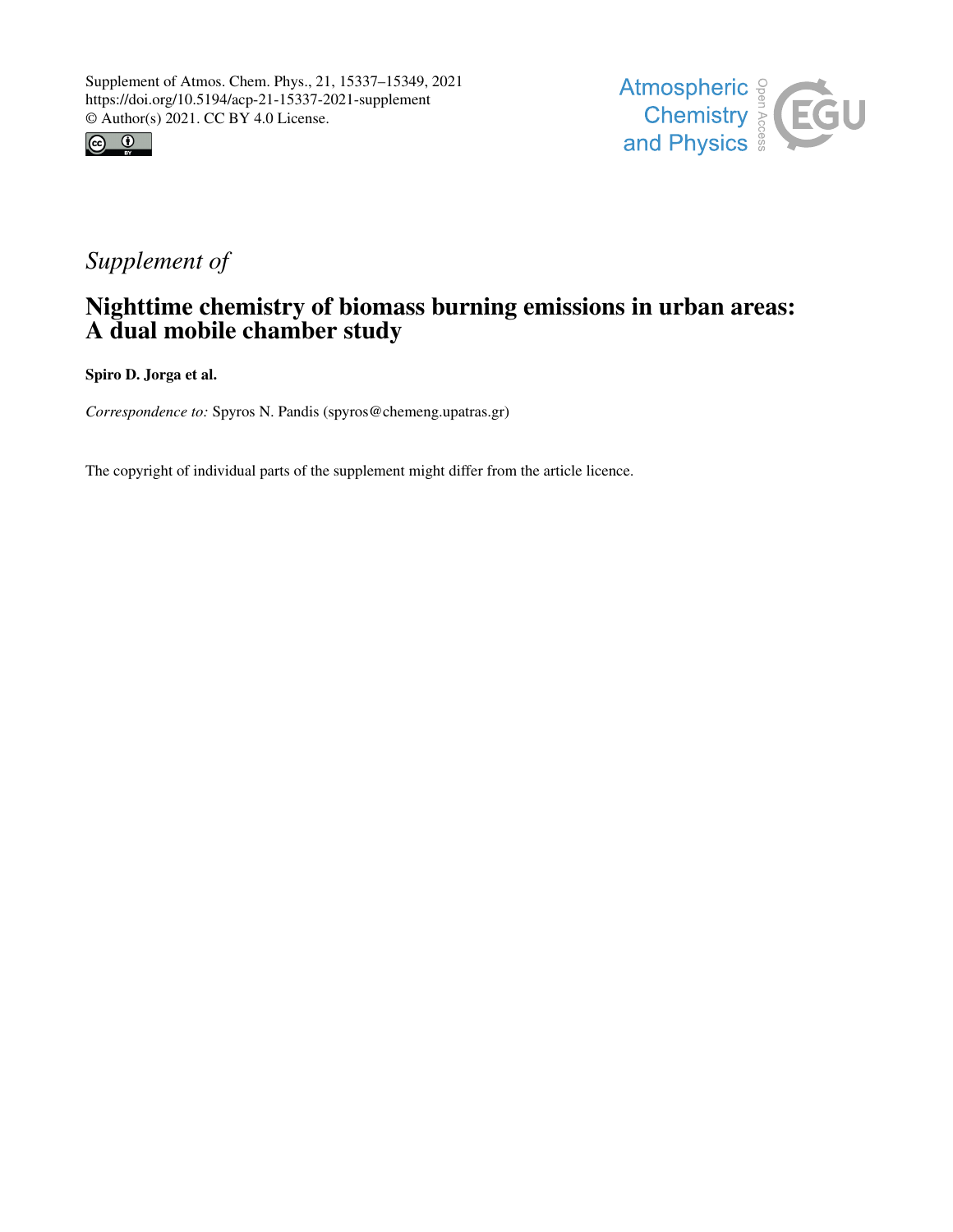Supplement of Atmos. Chem. Phys., 21, 15337–15349, 2021
https://doi.org/10.5194/acp-21-15337-2021-supplement
© Author(s) 2021. CC BY 4.0 License.

*Supplement of*

# Nighttime chemistry of biomass burning emissions in urban areas: A dual mobile chamber study

**Spiro D. Jorga et al.**

*Correspondence to:* Spyros N. Pandis (spyros@chemeng.upatras.gr)

The copyright of individual parts of the supplement might differ from the article licence.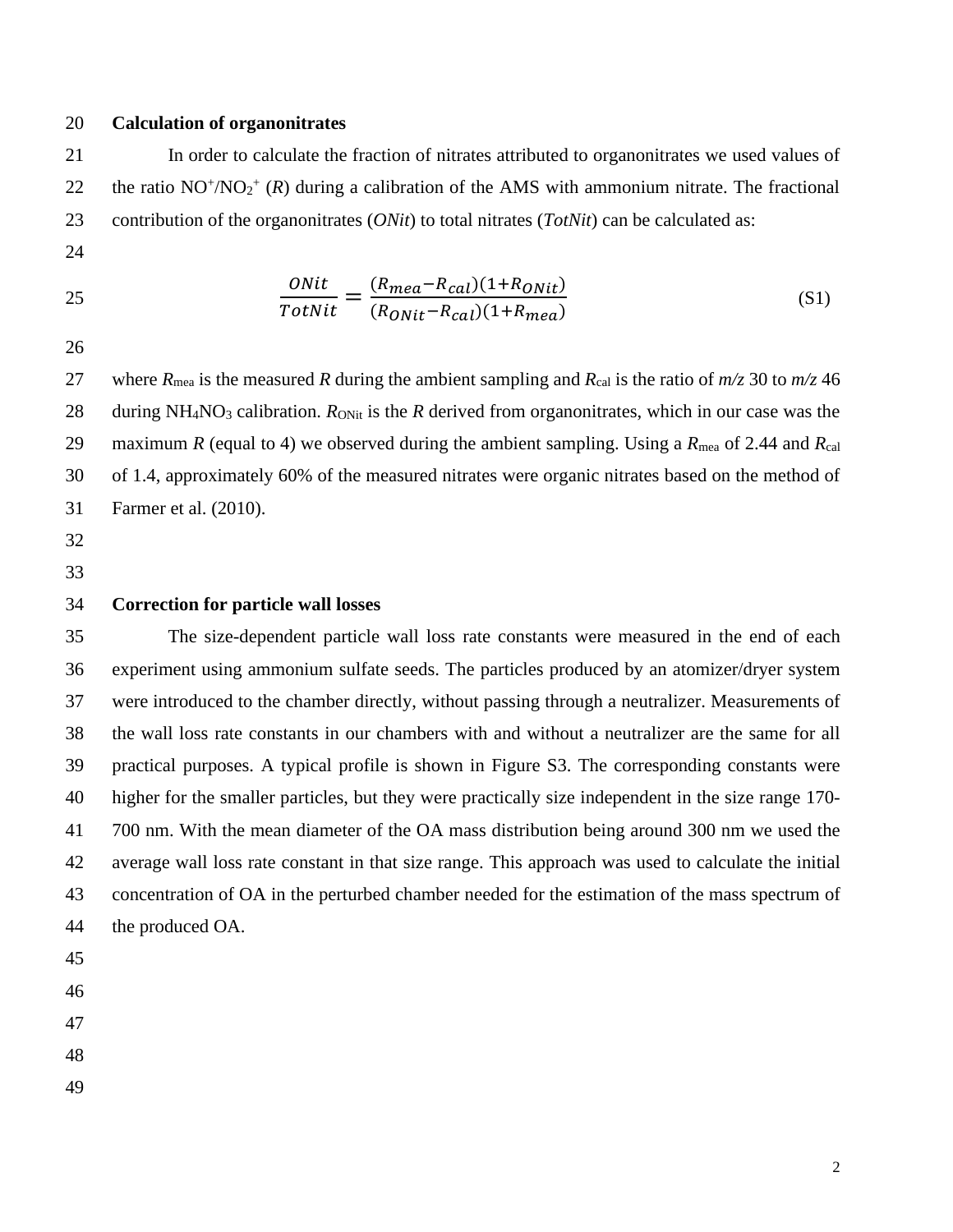## Calculation of organonitrates

In order to calculate the fraction of nitrates attributed to organonitrates we used values of the ratio $NO^+/NO_2^+$ ($R$) during a calibration of the AMS with ammonium nitrate. The fractional contribution of the organonitrates (*ONit*) to total nitrates (*TotNit*) can be calculated as:

$$\frac{ONit}{TotNit} = \frac{(R_{mea} - R_{cal})(1 + R_{ONit})}{(R_{ONit} - R_{cal})(1 + R_{mea})} \qquad \text{(S1)}$$

where $R_{mea}$ is the measured $R$ during the ambient sampling and $R_{cal}$ is the ratio of *m/z* 30 to *m/z* 46 during $NH_4NO_3$ calibration. $R_{ONit}$ is the $R$ derived from organonitrates, which in our case was the maximum $R$ (equal to 4) we observed during the ambient sampling. Using a $R_{mea}$ of 2.44 and $R_{cal}$ of 1.4, approximately 60% of the measured nitrates were organic nitrates based on the method of Farmer et al. (2010).

## Correction for particle wall losses

The size-dependent particle wall loss rate constants were measured in the end of each experiment using ammonium sulfate seeds. The particles produced by an atomizer/dryer system were introduced to the chamber directly, without passing through a neutralizer. Measurements of the wall loss rate constants in our chambers with and without a neutralizer are the same for all practical purposes. A typical profile is shown in Figure S3. The corresponding constants were higher for the smaller particles, but they were practically size independent in the size range 170-700 nm. With the mean diameter of the OA mass distribution being around 300 nm we used the average wall loss rate constant in that size range. This approach was used to calculate the initial concentration of OA in the perturbed chamber needed for the estimation of the mass spectrum of the produced OA.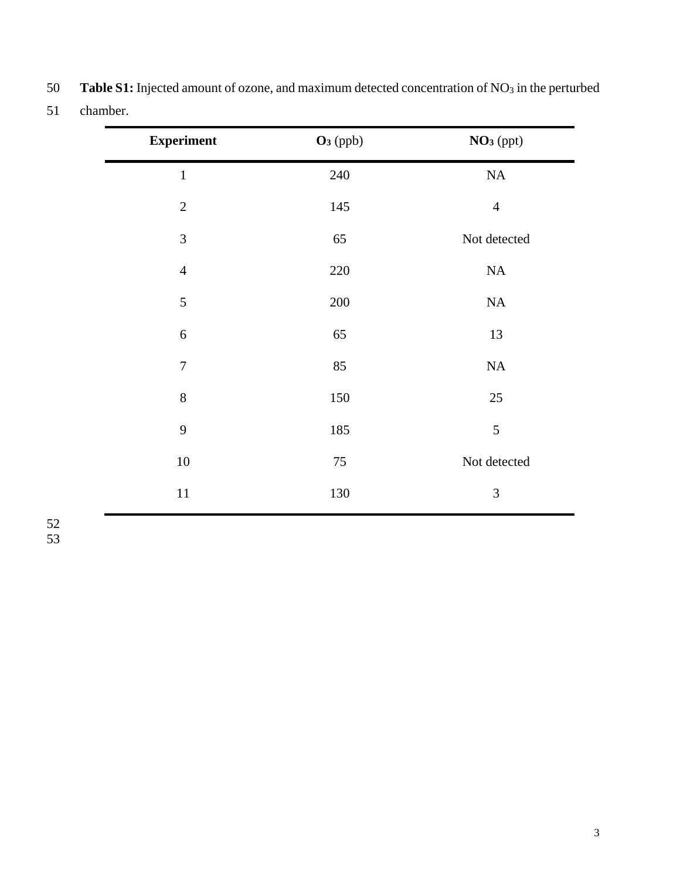**Table S1:** Injected amount of ozone, and maximum detected concentration of $NO_3$ in the perturbed chamber.

| **Experiment** | **$O_3$** (ppb) | **$NO_3$** (ppt) |
|---|---|---|
| 1 | 240 | NA |
| 2 | 145 | 4 |
| 3 | 65 | Not detected |
| 4 | 220 | NA |
| 5 | 200 | NA |
| 6 | 65 | 13 |
| 7 | 85 | NA |
| 8 | 150 | 25 |
| 9 | 185 | 5 |
| 10 | 75 | Not detected |
| 11 | 130 | 3 |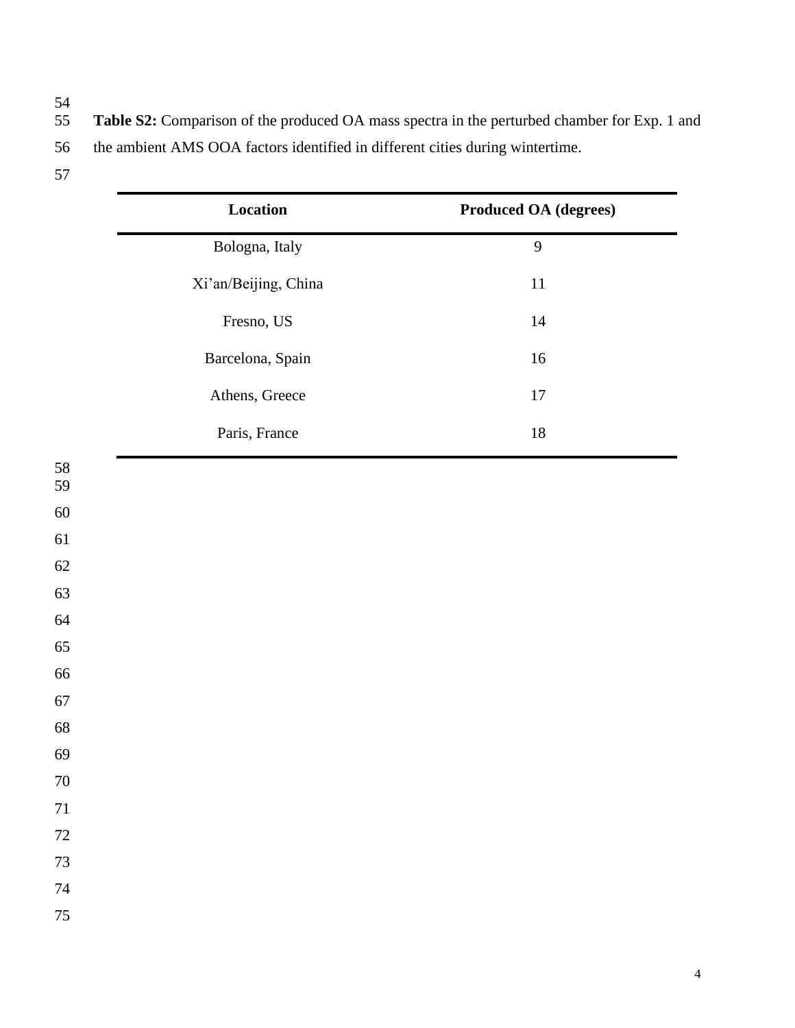**Table S2:** Comparison of the produced OA mass spectra in the perturbed chamber for Exp. 1 and the ambient AMS OOA factors identified in different cities during wintertime.

| Location | Produced OA (degrees) |
|---|---|
| Bologna, Italy | 9 |
| Xi'an/Beijing, China | 11 |
| Fresno, US | 14 |
| Barcelona, Spain | 16 |
| Athens, Greece | 17 |
| Paris, France | 18 |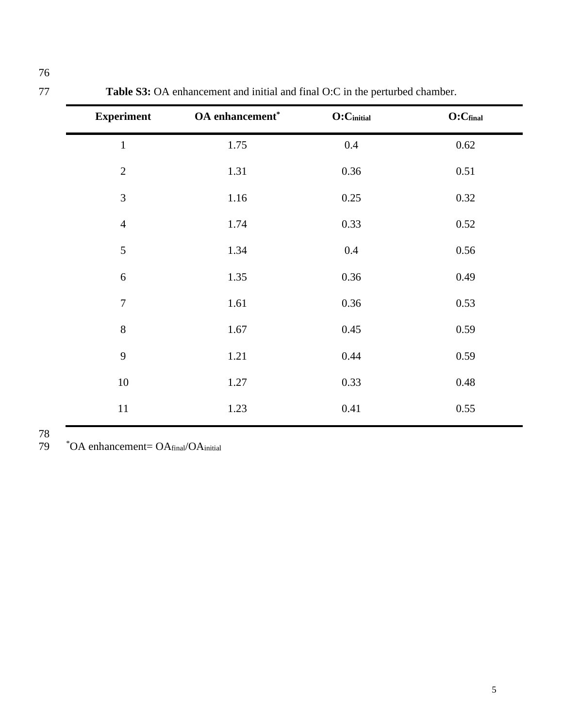**Table S3:** OA enhancement and initial and final O:C in the perturbed chamber.

| Experiment | OA enhancement* | $O:C_{initial}$ | $O:C_{final}$ |
|---|---|---|---|
| 1 | 1.75 | 0.4 | 0.62 |
| 2 | 1.31 | 0.36 | 0.51 |
| 3 | 1.16 | 0.25 | 0.32 |
| 4 | 1.74 | 0.33 | 0.52 |
| 5 | 1.34 | 0.4 | 0.56 |
| 6 | 1.35 | 0.36 | 0.49 |
| 7 | 1.61 | 0.36 | 0.53 |
| 8 | 1.67 | 0.45 | 0.59 |
| 9 | 1.21 | 0.44 | 0.59 |
| 10 | 1.27 | 0.33 | 0.48 |
| 11 | 1.23 | 0.41 | 0.55 |

*OA enhancement= $OA_{final}/OA_{initial}$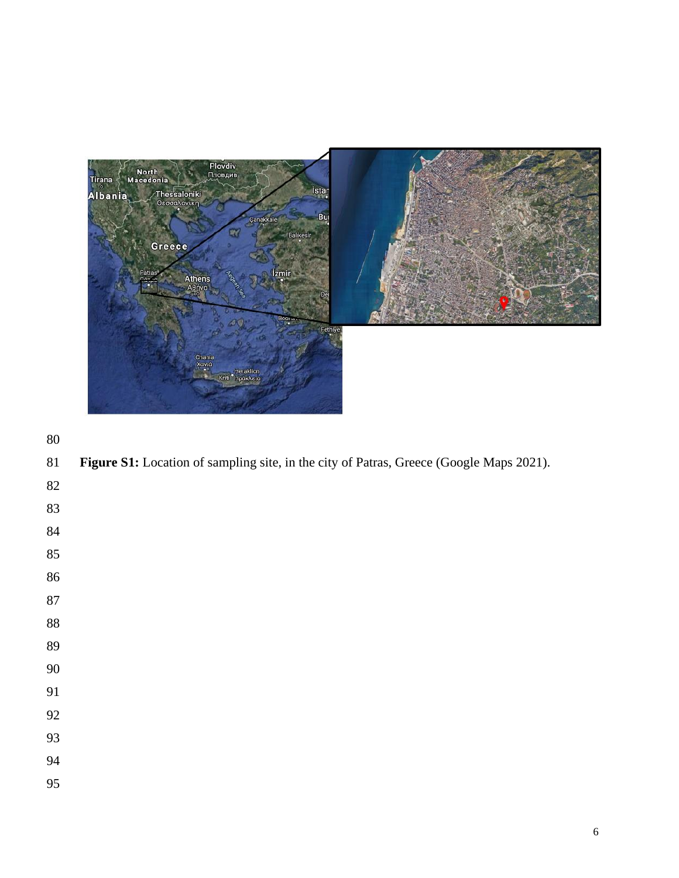**Figure S1:** Location of sampling site, in the city of Patras, Greece (Google Maps 2021).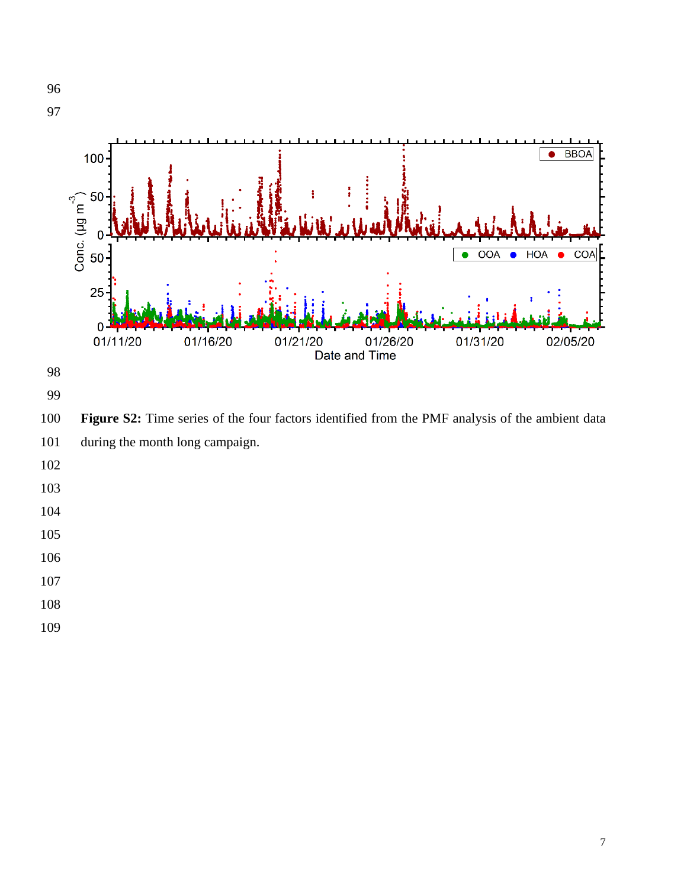**Figure S2:** Time series of the four factors identified from the PMF analysis of the ambient data during the month long campaign.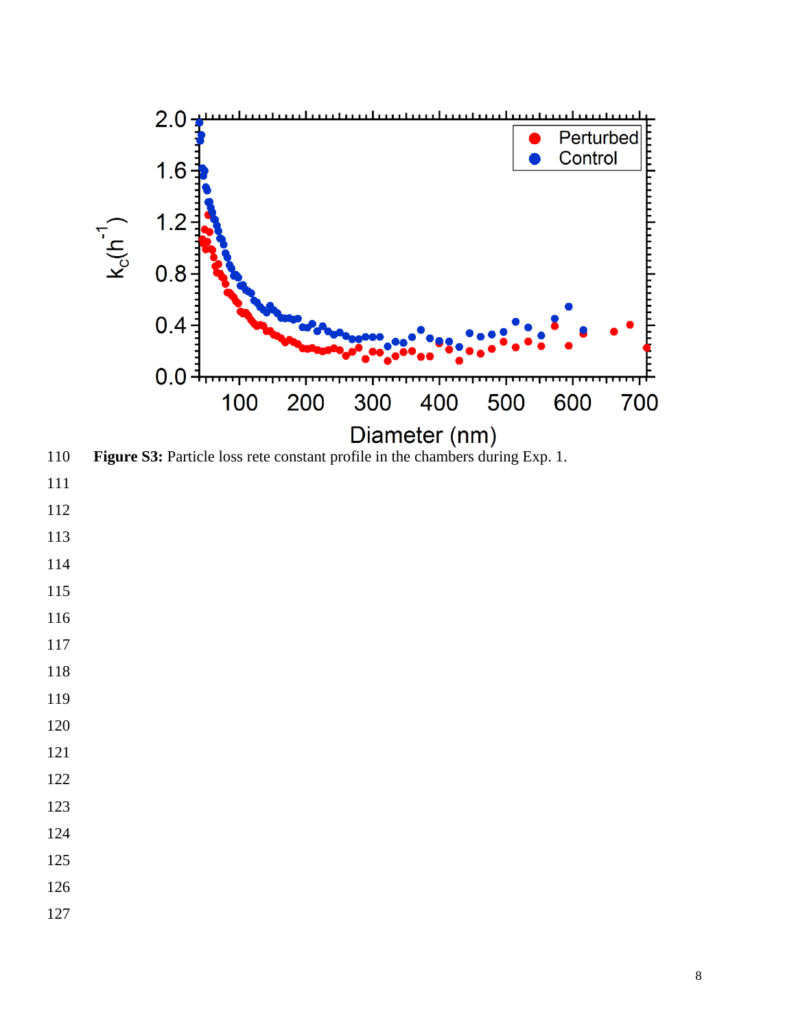**Figure S3:** Particle loss rete constant profile in the chambers during Exp. 1.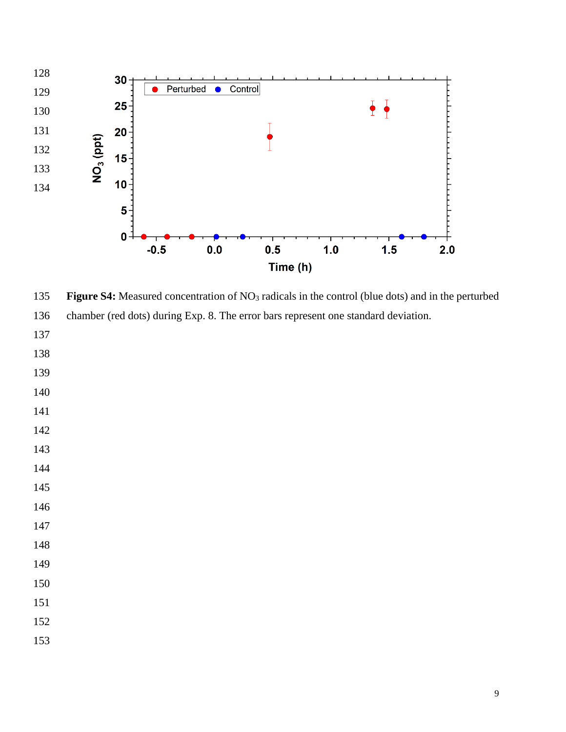**Figure S4:** Measured concentration of $NO_3$ radicals in the control (blue dots) and in the perturbed chamber (red dots) during Exp. 8. The error bars represent one standard deviation.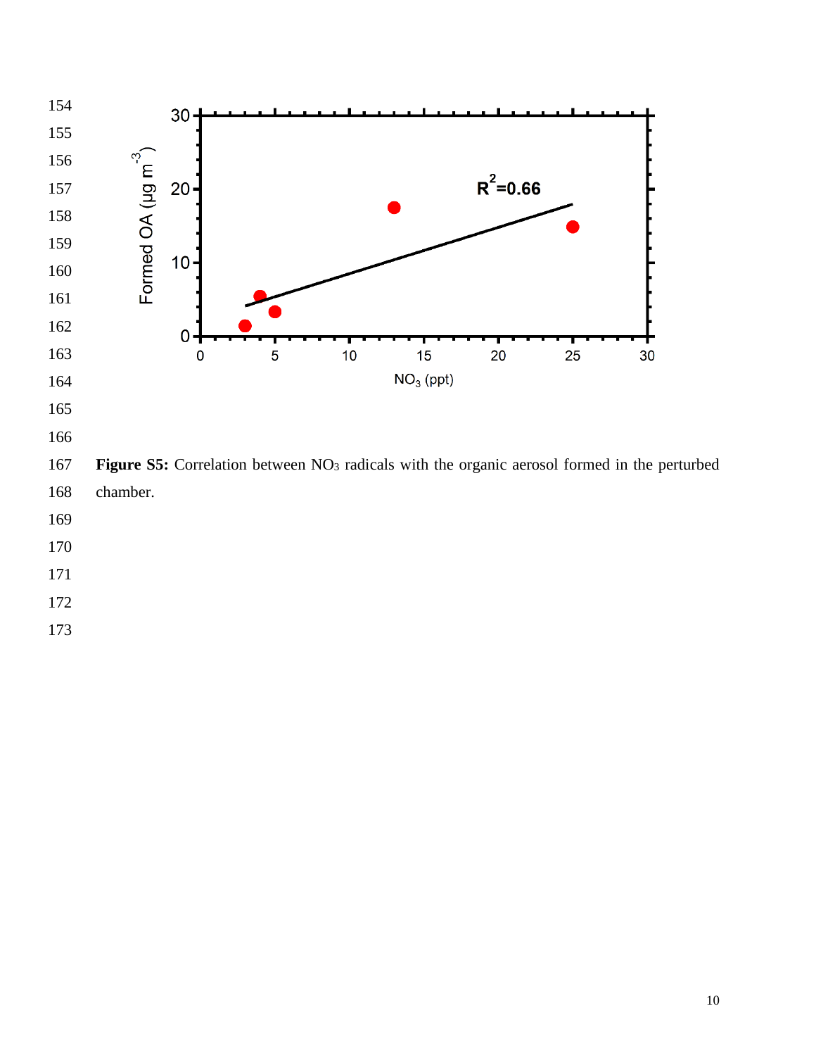Formed OA (μg m$^{-3}$)

30

20

10

0

0 5 10 15 20 25 30

$NO_3$ (ppt)

$R^2$=0.66

**Figure S5:** Correlation between $NO_3$ radicals with the organic aerosol formed in the perturbed chamber.